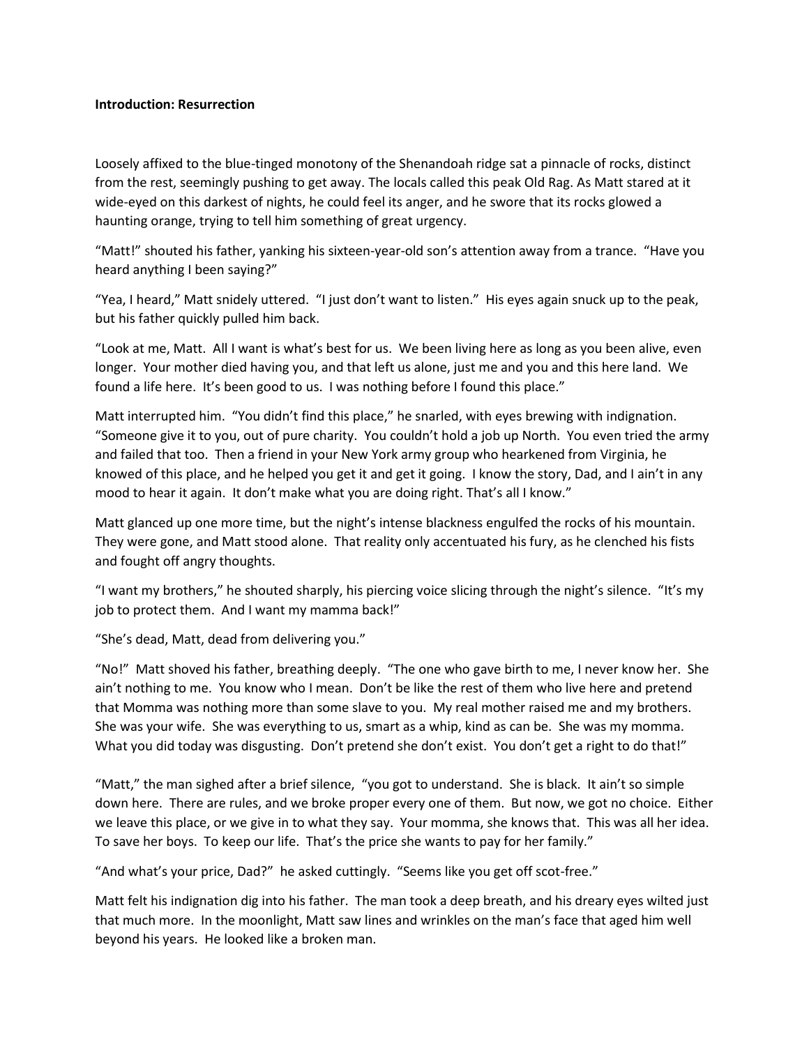**Introduction: Resurrection**

Loosely affixed to the blue-tinged monotony of the Shenandoah ridge sat a pinnacle of rocks, distinct from the rest, seemingly pushing to get away. The locals called this peak Old Rag. As Matt stared at it wide-eyed on this darkest of nights, he could feel its anger, and he swore that its rocks glowed a haunting orange, trying to tell him something of great urgency.

"Matt!" shouted his father, yanking his sixteen-year-old son's attention away from a trance. "Have you heard anything I been saying?"

"Yea, I heard," Matt snidely uttered. "I just don't want to listen." His eyes again snuck up to the peak, but his father quickly pulled him back.

"Look at me, Matt. All I want is what's best for us. We been living here as long as you been alive, even longer. Your mother died having you, and that left us alone, just me and you and this here land. We found a life here. It's been good to us. I was nothing before I found this place."

Matt interrupted him. "You didn't find this place," he snarled, with eyes brewing with indignation. "Someone give it to you, out of pure charity. You couldn't hold a job up North. You even tried the army and failed that too. Then a friend in your New York army group who hearkened from Virginia, he knowed of this place, and he helped you get it and get it going. I know the story, Dad, and I ain't in any mood to hear it again. It don't make what you are doing right. That's all I know."

Matt glanced up one more time, but the night's intense blackness engulfed the rocks of his mountain. They were gone, and Matt stood alone. That reality only accentuated his fury, as he clenched his fists and fought off angry thoughts.

"I want my brothers," he shouted sharply, his piercing voice slicing through the night's silence. "It's my job to protect them. And I want my mamma back!"

"She's dead, Matt, dead from delivering you."

"No!" Matt shoved his father, breathing deeply. "The one who gave birth to me, I never know her. She ain't nothing to me. You know who I mean. Don't be like the rest of them who live here and pretend that Momma was nothing more than some slave to you. My real mother raised me and my brothers. She was your wife. She was everything to us, smart as a whip, kind as can be. She was my momma. What you did today was disgusting. Don't pretend she don't exist. You don't get a right to do that!"

"Matt," the man sighed after a brief silence, "you got to understand. She is black. It ain't so simple down here. There are rules, and we broke proper every one of them. But now, we got no choice. Either we leave this place, or we give in to what they say. Your momma, she knows that. This was all her idea. To save her boys. To keep our life. That's the price she wants to pay for her family."

"And what's your price, Dad?" he asked cuttingly. "Seems like you get off scot-free."

Matt felt his indignation dig into his father. The man took a deep breath, and his dreary eyes wilted just that much more. In the moonlight, Matt saw lines and wrinkles on the man's face that aged him well beyond his years. He looked like a broken man.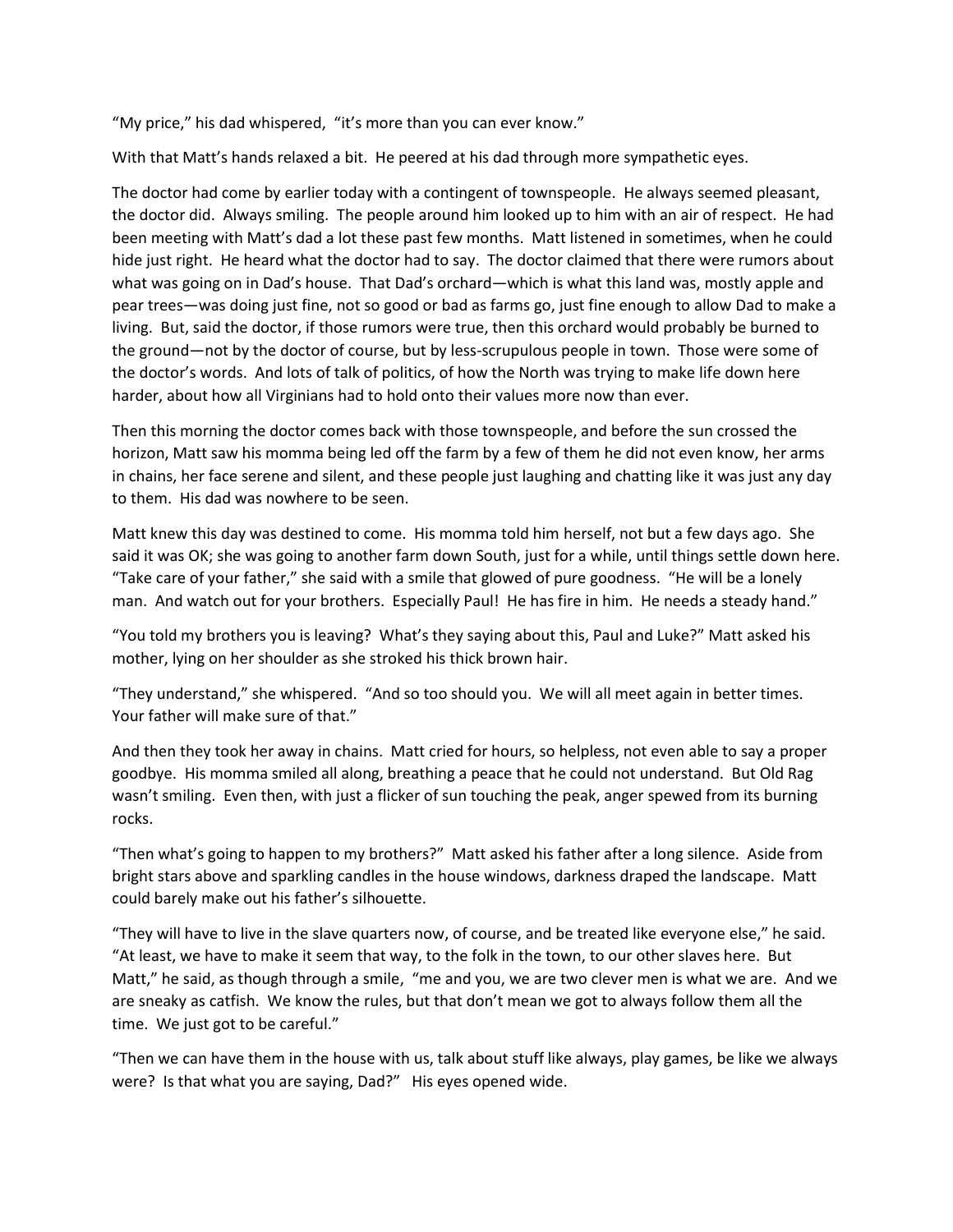“My price,” his dad whispered, “it’s more than you can ever know.”

With that Matt’s hands relaxed a bit. He peered at his dad through more sympathetic eyes.

The doctor had come by earlier today with a contingent of townspeople. He always seemed pleasant, the doctor did. Always smiling. The people around him looked up to him with an air of respect. He had been meeting with Matt’s dad a lot these past few months. Matt listened in sometimes, when he could hide just right. He heard what the doctor had to say. The doctor claimed that there were rumors about what was going on in Dad’s house. That Dad’s orchard—which is what this land was, mostly apple and pear trees—was doing just fine, not so good or bad as farms go, just fine enough to allow Dad to make a living. But, said the doctor, if those rumors were true, then this orchard would probably be burned to the ground—not by the doctor of course, but by less-scrupulous people in town. Those were some of the doctor’s words. And lots of talk of politics, of how the North was trying to make life down here harder, about how all Virginians had to hold onto their values more now than ever.

Then this morning the doctor comes back with those townspeople, and before the sun crossed the horizon, Matt saw his momma being led off the farm by a few of them he did not even know, her arms in chains, her face serene and silent, and these people just laughing and chatting like it was just any day to them. His dad was nowhere to be seen.

Matt knew this day was destined to come. His momma told him herself, not but a few days ago. She said it was OK; she was going to another farm down South, just for a while, until things settle down here. “Take care of your father,” she said with a smile that glowed of pure goodness. “He will be a lonely man. And watch out for your brothers. Especially Paul! He has fire in him. He needs a steady hand.”

“You told my brothers you is leaving? What’s they saying about this, Paul and Luke?” Matt asked his mother, lying on her shoulder as she stroked his thick brown hair.

“They understand,” she whispered. “And so too should you. We will all meet again in better times. Your father will make sure of that.”

And then they took her away in chains. Matt cried for hours, so helpless, not even able to say a proper goodbye. His momma smiled all along, breathing a peace that he could not understand. But Old Rag wasn’t smiling. Even then, with just a flicker of sun touching the peak, anger spewed from its burning rocks.

“Then what’s going to happen to my brothers?” Matt asked his father after a long silence. Aside from bright stars above and sparkling candles in the house windows, darkness draped the landscape. Matt could barely make out his father’s silhouette.

“They will have to live in the slave quarters now, of course, and be treated like everyone else,” he said. “At least, we have to make it seem that way, to the folk in the town, to our other slaves here. But Matt,” he said, as though through a smile, “me and you, we are two clever men is what we are. And we are sneaky as catfish. We know the rules, but that don’t mean we got to always follow them all the time. We just got to be careful.”

“Then we can have them in the house with us, talk about stuff like always, play games, be like we always were? Is that what you are saying, Dad?” His eyes opened wide.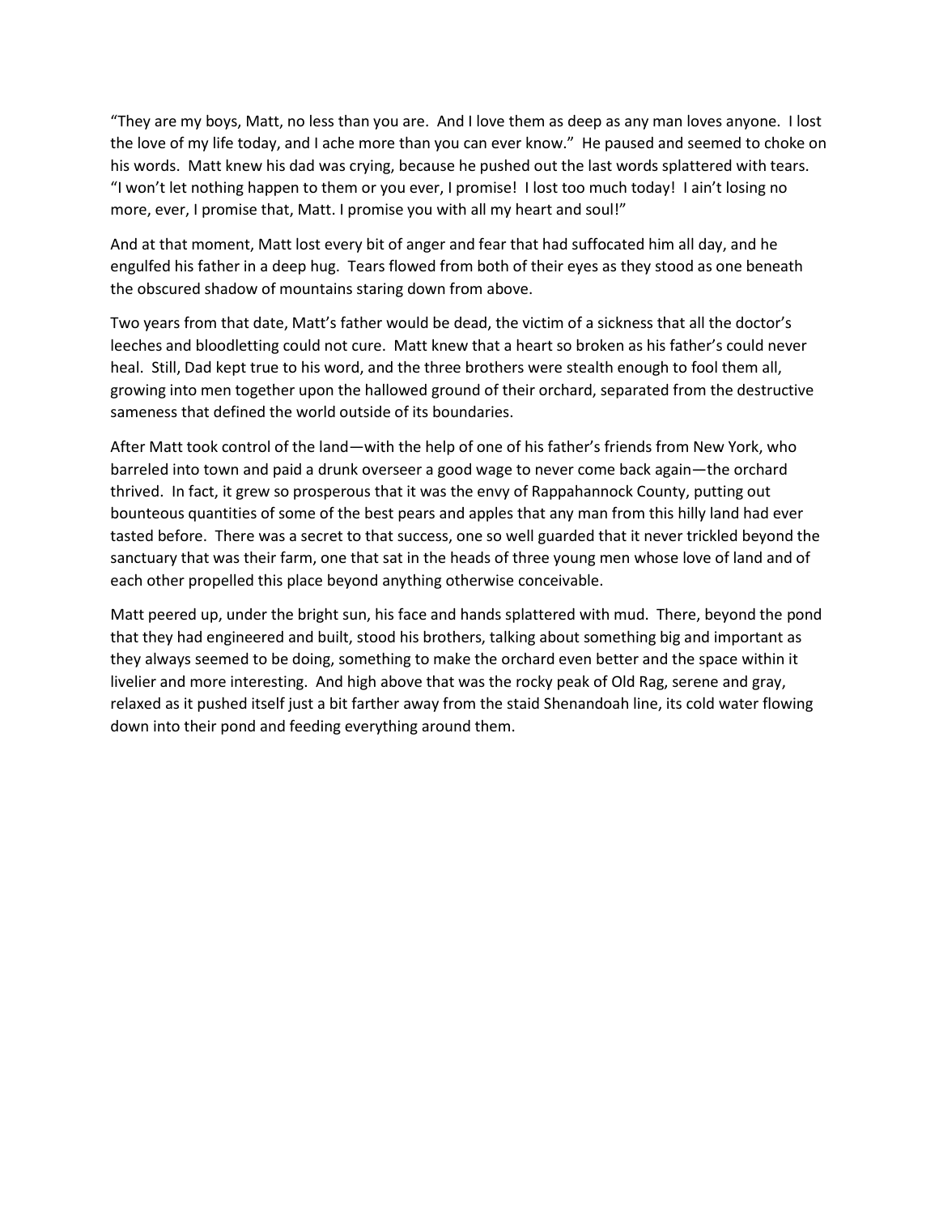"They are my boys, Matt, no less than you are. And I love them as deep as any man loves anyone. I lost the love of my life today, and I ache more than you can ever know." He paused and seemed to choke on his words. Matt knew his dad was crying, because he pushed out the last words splattered with tears. "I won't let nothing happen to them or you ever, I promise! I lost too much today! I ain't losing no more, ever, I promise that, Matt. I promise you with all my heart and soul!"

And at that moment, Matt lost every bit of anger and fear that had suffocated him all day, and he engulfed his father in a deep hug. Tears flowed from both of their eyes as they stood as one beneath the obscured shadow of mountains staring down from above.

Two years from that date, Matt's father would be dead, the victim of a sickness that all the doctor's leeches and bloodletting could not cure. Matt knew that a heart so broken as his father's could never heal. Still, Dad kept true to his word, and the three brothers were stealth enough to fool them all, growing into men together upon the hallowed ground of their orchard, separated from the destructive sameness that defined the world outside of its boundaries.

After Matt took control of the land—with the help of one of his father's friends from New York, who barreled into town and paid a drunk overseer a good wage to never come back again—the orchard thrived. In fact, it grew so prosperous that it was the envy of Rappahannock County, putting out bounteous quantities of some of the best pears and apples that any man from this hilly land had ever tasted before. There was a secret to that success, one so well guarded that it never trickled beyond the sanctuary that was their farm, one that sat in the heads of three young men whose love of land and of each other propelled this place beyond anything otherwise conceivable.

Matt peered up, under the bright sun, his face and hands splattered with mud. There, beyond the pond that they had engineered and built, stood his brothers, talking about something big and important as they always seemed to be doing, something to make the orchard even better and the space within it livelier and more interesting. And high above that was the rocky peak of Old Rag, serene and gray, relaxed as it pushed itself just a bit farther away from the staid Shenandoah line, its cold water flowing down into their pond and feeding everything around them.